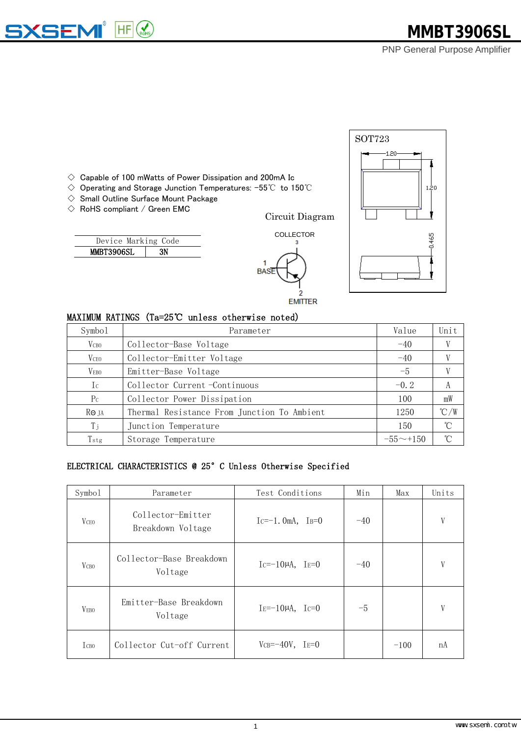# MMBT3906SL

PNP General Purpose Amplifier

- ◇ Capable of 100 mWatts of Power Dissipation and 200mA Ic
- ◇ Operating and Storage Junction Temperatures: -55℃ to 150℃
- ◇ Small Outline Surface Mount Package
- ◇ RoHS compliant / Green EMC

SOT723

Circuit Diagram

COLLECTOR 3, BASE 1, EMITTER 2

| Device Marking Code | |
|---|---|
| MMBT3906SL | 3N |

## MAXIMUM RATINGS (Ta=25℃ unless otherwise noted)

| Symbol | Parameter | Value | Unit |
|---|---|---|---|
| $V_{CBO}$ | Collector-Base Voltage | -40 | V |
| $V_{CEO}$ | Collector-Emitter Voltage | -40 | V |
| $V_{EBO}$ | Emitter-Base Voltage | -5 | V |
| $I_C$ | Collector Current -Continuous | -0.2 | A |
| $P_C$ | Collector Power Dissipation | 100 | mW |
| $R_{\Theta JA}$ | Thermal Resistance From Junction To Ambient | 1250 | ℃/W |
| $T_j$ | Junction Temperature | 150 | ℃ |
| $T_{stg}$ | Storage Temperature | -55～+150 | ℃ |

## ELECTRICAL CHARACTERISTICS @ 25° C Unless Otherwise Specified

| Symbol | Parameter | Test Conditions | Min | Max | Units |
|---|---|---|---|---|---|
| $V_{CEO}$ | Collector-Emitter Breakdown Voltage | $I_C$=-1.0mA, $I_B$=0 | -40 | | V |
| $V_{CBO}$ | Collector-Base Breakdown Voltage | $I_C$=-10μA, $I_E$=0 | -40 | | V |
| $V_{EBO}$ | Emitter-Base Breakdown Voltage | $I_E$=-10μA, $I_C$=0 | -5 | | V |
| $I_{CBO}$ | Collector Cut-off Current | $V_{CB}$=-40V, $I_E$=0 | | -100 | nA |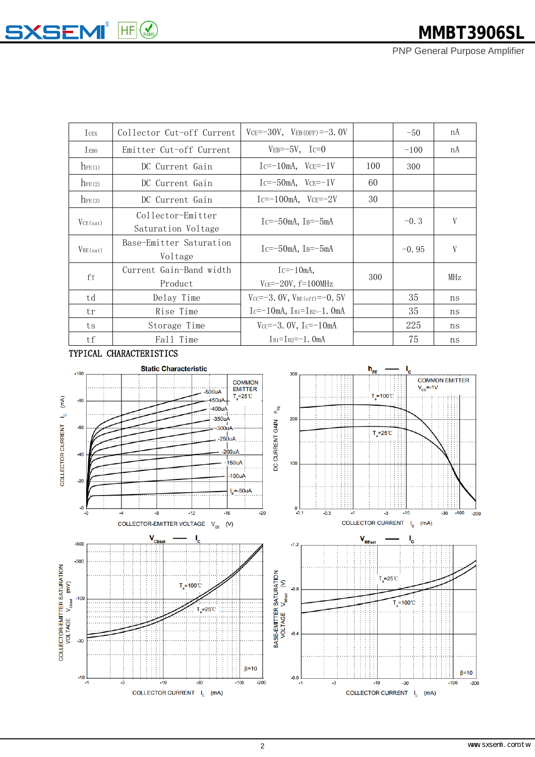| | | | | | |
|---|---|---|---|---|---|
| $I_{CEX}$ | Collector Cut-off Current | $V_{CE}$=-30V, $V_{EB(OFF)}$=-3.0V | | -50 | nA |
| $I_{EBO}$ | Emitter Cut-off Current | $V_{EB}$=-5V, $I_C$=0 | | -100 | nA |
| $h_{FE(1)}$ | DC Current Gain | $I_C$=-10mA, $V_{CE}$=-1V | 100 | 300 | |
| $h_{FE(2)}$ | DC Current Gain | $I_C$=-50mA, $V_{CE}$=-1V | 60 | | |
| $h_{FE(3)}$ | DC Current Gain | $I_C$=-100mA, $V_{CE}$=-2V | 30 | | |
| $V_{CE(sat)}$ | Collector-Emitter Saturation Voltage | $I_C$=-50mA, $I_B$=-5mA | | -0.3 | V |
| $V_{BE(sat)}$ | Base-Emitter Saturation Voltage | $I_C$=-50mA, $I_B$=-5mA | | -0.95 | V |
| $f_T$ | Current Gain-Band width Product | $I_C$=-10mA, $V_{CE}$=-20V, f=100MHz | 300 | | MHz |
| td | Delay Time | $V_{CC}$=-3.0V, $V_{BE(off)}$=-0.5V | | 35 | ns |
| tr | Rise Time | $I_C$=-10mA, $I_{B1}$=$I_{B2}$=-1.0mA | | 35 | ns |
| ts | Storage Time | $V_{CC}$=-3.0V, $I_C$=-10mA | | 225 | ns |
| tf | Fall Time | $I_{B1}$=$I_{B2}$=-1.0mA | | 75 | ns |

TYPICAL CHARACTERISTICS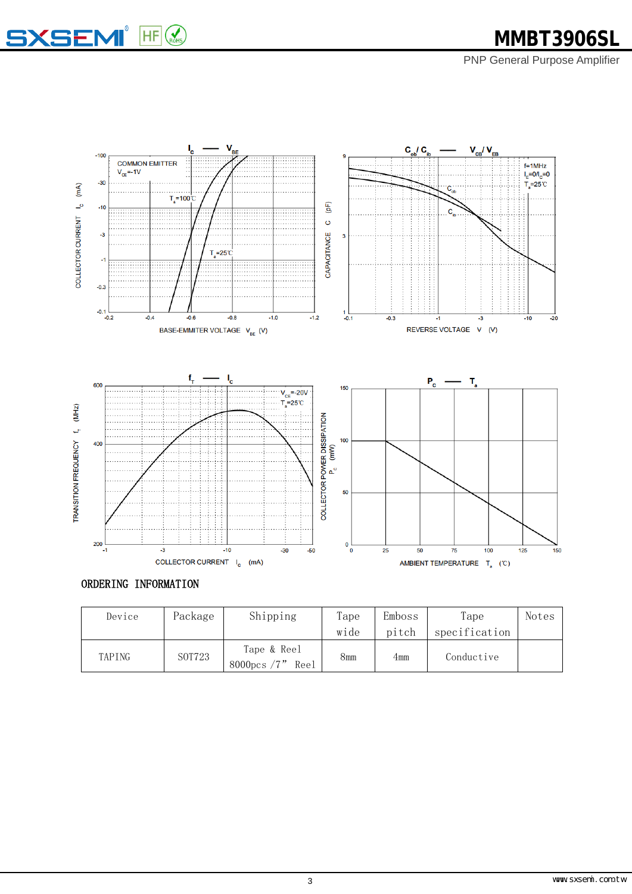## ORDERING INFORMATION

| Device | Package | Shipping | Tape wide | Emboss pitch | Tape specification | Notes |
|---|---|---|---|---|---|---|
| TAPING | SOT723 | Tape & Reel 8000pcs /7” Reel | 8mm | 4mm | Conductive | |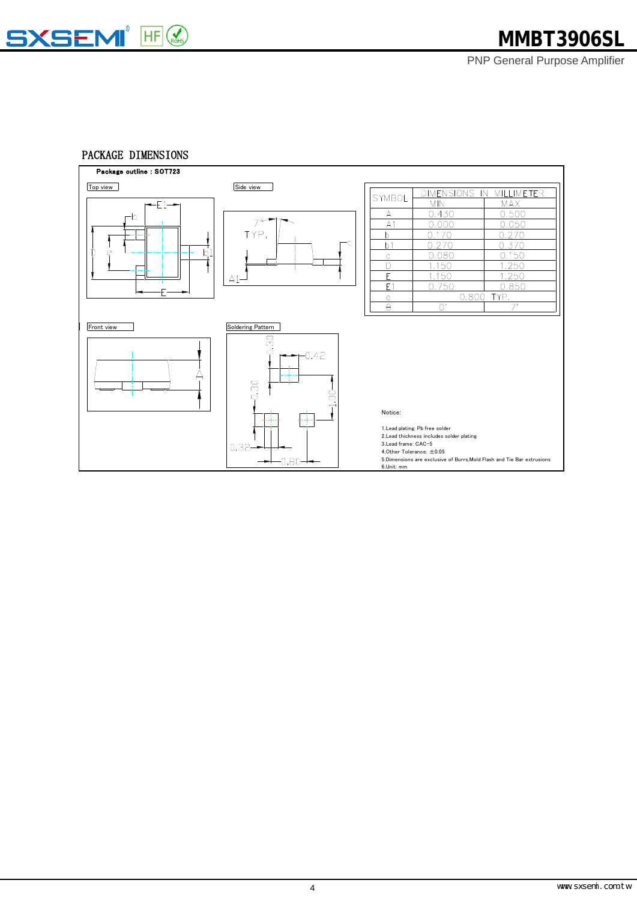## PACKAGE DIMENSIONS

**Package outline : SOT723**

Top view

Side view

Front view

Soldering Pattern

| SYMBOL | DIMENSIONS IN MILLIMETER | |
|---|---|---|
| | MIN | MAX |
| A | 0.430 | 0.500 |
| A1 | 0.000 | 0.050 |
| b | 0.170 | 0.270 |
| b1 | 0.270 | 0.370 |
| c | 0.080 | 0.150 |
| D | 1.150 | 1.250 |
| E | 1.150 | 1.250 |
| E1 | 0.750 | 0.850 |
| e | 0.800 TYP. | |
| θ | 0° | 7° |

Notice:

1. Lead plating: Pb free solder
2. Lead thickness includes solder plating
3. Lead frame: CAC-5
4. Other Tolerance: ±0.05
5. Dimensions are exclusive of Burrs, Mold Flash and Tie Bar extrusions
6. Unit: mm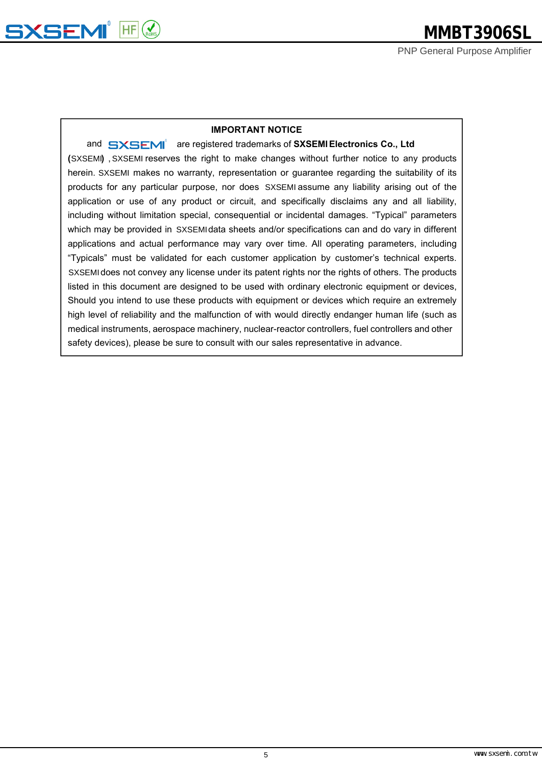**IMPORTANT NOTICE**

and SXSEMI are registered trademarks of **SXSEMI Electronics Co., Ltd** **(**SXSEMI**)** , SXSEMI reserves the right to make changes without further notice to any products herein. SXSEMI makes no warranty, representation or guarantee regarding the suitability of its products for any particular purpose, nor does SXSEMI assume any liability arising out of the application or use of any product or circuit, and specifically disclaims any and all liability, including without limitation special, consequential or incidental damages. “Typical” parameters which may be provided in SXSEMI data sheets and/or specifications can and do vary in different applications and actual performance may vary over time. All operating parameters, including “Typicals” must be validated for each customer application by customer’s technical experts. SXSEMI does not convey any license under its patent rights nor the rights of others. The products listed in this document are designed to be used with ordinary electronic equipment or devices, Should you intend to use these products with equipment or devices which require an extremely high level of reliability and the malfunction of with would directly endanger human life (such as medical instruments, aerospace machinery, nuclear-reactor controllers, fuel controllers and other safety devices), please be sure to consult with our sales representative in advance.